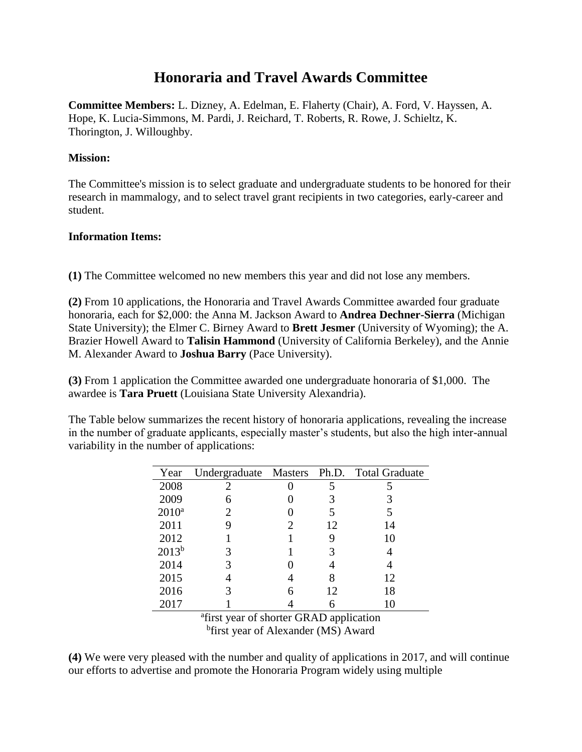# Honoraria and Travel Awards Committee

**Committee Members:** L. Dizney, A. Edelman, E. Flaherty (Chair), A. Ford, V. Hayssen, A. Hope, K. Lucia-Simmons, M. Pardi, J. Reichard, T. Roberts, R. Rowe, J. Schieltz, K. Thorington, J. Willoughby.

**Mission:**

The Committee's mission is to select graduate and undergraduate students to be honored for their research in mammalogy, and to select travel grant recipients in two categories, early-career and student.

**Information Items:**

**(1)** The Committee welcomed no new members this year and did not lose any members.

**(2)** From 10 applications, the Honoraria and Travel Awards Committee awarded four graduate honoraria, each for $2,000: the Anna M. Jackson Award to **Andrea Dechner-Sierra** (Michigan State University); the Elmer C. Birney Award to **Brett Jesmer** (University of Wyoming); the A. Brazier Howell Award to **Talisin Hammond** (University of California Berkeley), and the Annie M. Alexander Award to **Joshua Barry** (Pace University).

**(3)** From 1 application the Committee awarded one undergraduate honoraria of $1,000. The awardee is **Tara Pruett** (Louisiana State University Alexandria).

The Table below summarizes the recent history of honoraria applications, revealing the increase in the number of graduate applicants, especially master's students, but also the high inter-annual variability in the number of applications:

| Year | Undergraduate | Masters | Ph.D. | Total Graduate |
|---|---|---|---|---|
| 2008 | 2 | 0 | 5 | 5 |
| 2009 | 6 | 0 | 3 | 3 |
| 2010[a] | 2 | 0 | 5 | 5 |
| 2011 | 9 | 2 | 12 | 14 |
| 2012 | 1 | 1 | 9 | 10 |
| 2013[b] | 3 | 1 | 3 | 4 |
| 2014 | 3 | 0 | 4 | 4 |
| 2015 | 4 | 4 | 8 | 12 |
| 2016 | 3 | 6 | 12 | 18 |
| 2017 | 1 | 4 | 6 | 10 |

[a]first year of shorter GRAD application
[b]first year of Alexander (MS) Award

**(4)** We were very pleased with the number and quality of applications in 2017, and will continue our efforts to advertise and promote the Honoraria Program widely using multiple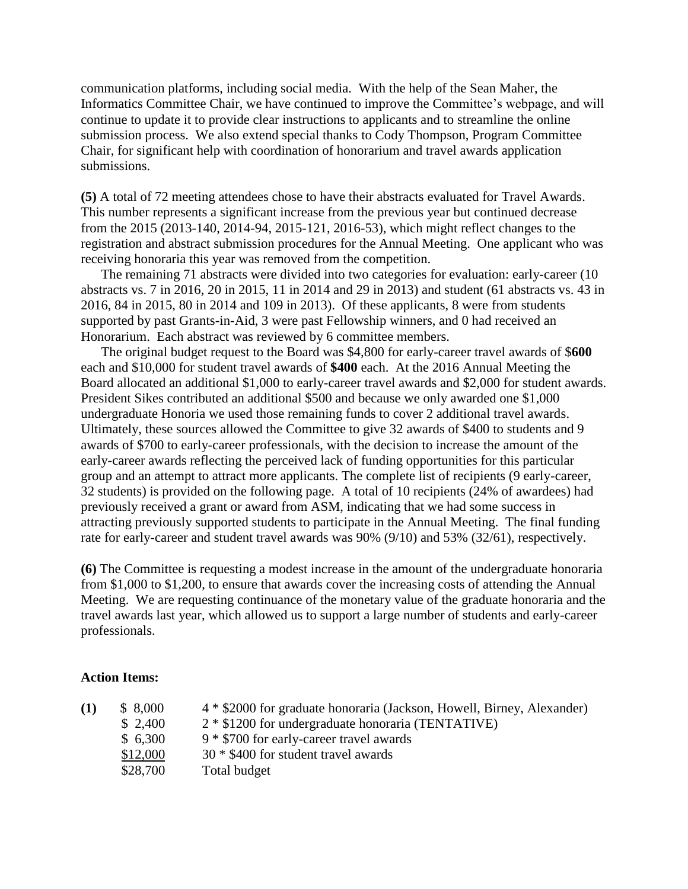communication platforms, including social media. With the help of the Sean Maher, the Informatics Committee Chair, we have continued to improve the Committee's webpage, and will continue to update it to provide clear instructions to applicants and to streamline the online submission process. We also extend special thanks to Cody Thompson, Program Committee Chair, for significant help with coordination of honorarium and travel awards application submissions.

**(5)** A total of 72 meeting attendees chose to have their abstracts evaluated for Travel Awards. This number represents a significant increase from the previous year but continued decrease from the 2015 (2013-140, 2014-94, 2015-121, 2016-53), which might reflect changes to the registration and abstract submission procedures for the Annual Meeting. One applicant who was receiving honoraria this year was removed from the competition.

The remaining 71 abstracts were divided into two categories for evaluation: early-career (10 abstracts vs. 7 in 2016, 20 in 2015, 11 in 2014 and 29 in 2013) and student (61 abstracts vs. 43 in 2016, 84 in 2015, 80 in 2014 and 109 in 2013). Of these applicants, 8 were from students supported by past Grants-in-Aid, 3 were past Fellowship winners, and 0 had received an Honorarium. Each abstract was reviewed by 6 committee members.

The original budget request to the Board was $4,800 for early-career travel awards of $**600** each and $10,000 for student travel awards of **$400** each. At the 2016 Annual Meeting the Board allocated an additional $1,000 to early-career travel awards and $2,000 for student awards. President Sikes contributed an additional $500 and because we only awarded one $1,000 undergraduate Honoria we used those remaining funds to cover 2 additional travel awards. Ultimately, these sources allowed the Committee to give 32 awards of $400 to students and 9 awards of $700 to early-career professionals, with the decision to increase the amount of the early-career awards reflecting the perceived lack of funding opportunities for this particular group and an attempt to attract more applicants. The complete list of recipients (9 early-career, 32 students) is provided on the following page. A total of 10 recipients (24% of awardees) had previously received a grant or award from ASM, indicating that we had some success in attracting previously supported students to participate in the Annual Meeting. The final funding rate for early-career and student travel awards was 90% (9/10) and 53% (32/61), respectively.

**(6)** The Committee is requesting a modest increase in the amount of the undergraduate honoraria from $1,000 to $1,200, to ensure that awards cover the increasing costs of attending the Annual Meeting. We are requesting continuance of the monetary value of the graduate honoraria and the travel awards last year, which allowed us to support a large number of students and early-career professionals.

**Action Items:**

| | | |
|---|---|---|
| **(1)** | $ 8,000 | 4 * $2000 for graduate honoraria (Jackson, Howell, Birney, Alexander) |
| | $ 2,400 | 2 * $1200 for undergraduate honoraria (TENTATIVE) |
| | $ 6,300 | 9 * $700 for early-career travel awards |
| | $12,000 | 30 * $400 for student travel awards |
| | $28,700 | Total budget |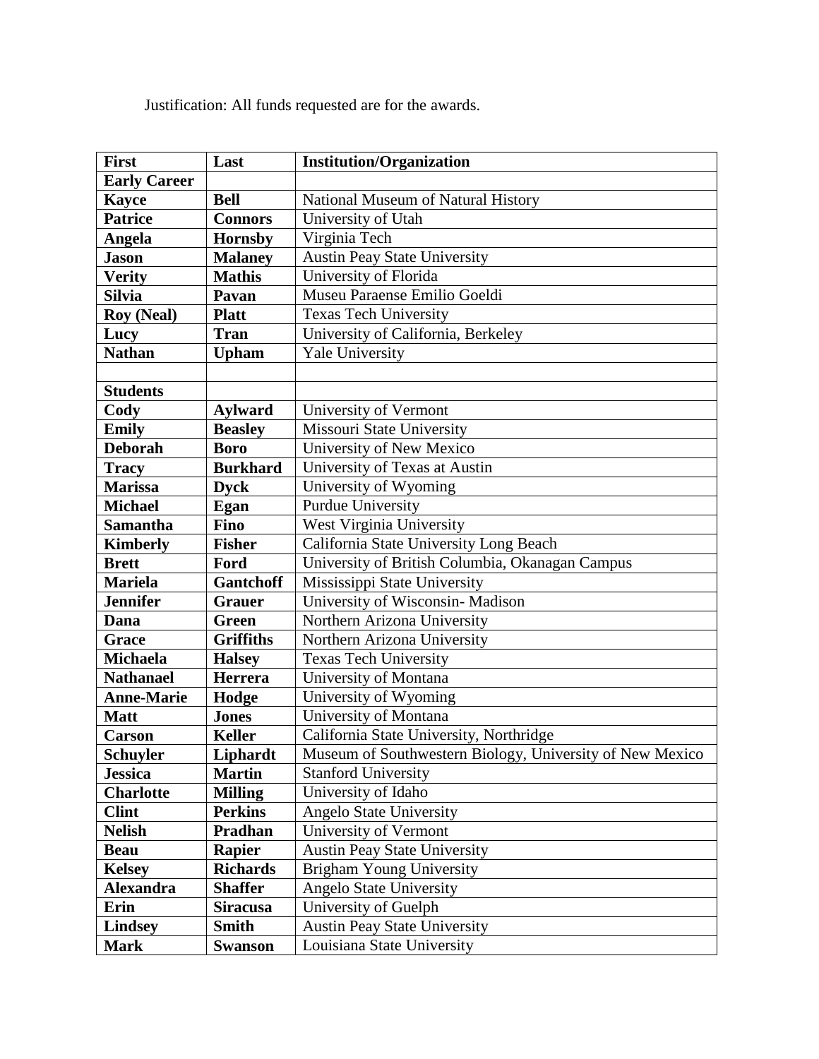Justification: All funds requested are for the awards.

| First | Last | Institution/Organization |
|---|---|---|
| **Early Career** | | |
| **Kayce** | **Bell** | National Museum of Natural History |
| **Patrice** | **Connors** | University of Utah |
| **Angela** | **Hornsby** | Virginia Tech |
| **Jason** | **Malaney** | Austin Peay State University |
| **Verity** | **Mathis** | University of Florida |
| **Silvia** | **Pavan** | Museu Paraense Emilio Goeldi |
| **Roy (Neal)** | **Platt** | Texas Tech University |
| **Lucy** | **Tran** | University of California, Berkeley |
| **Nathan** | **Upham** | Yale University |
| | | |
| **Students** | | |
| **Cody** | **Aylward** | University of Vermont |
| **Emily** | **Beasley** | Missouri State University |
| **Deborah** | **Boro** | University of New Mexico |
| **Tracy** | **Burkhard** | University of Texas at Austin |
| **Marissa** | **Dyck** | University of Wyoming |
| **Michael** | **Egan** | Purdue University |
| **Samantha** | **Fino** | West Virginia University |
| **Kimberly** | **Fisher** | California State University Long Beach |
| **Brett** | **Ford** | University of British Columbia, Okanagan Campus |
| **Mariela** | **Gantchoff** | Mississippi State University |
| **Jennifer** | **Grauer** | University of Wisconsin- Madison |
| **Dana** | **Green** | Northern Arizona University |
| **Grace** | **Griffiths** | Northern Arizona University |
| **Michaela** | **Halsey** | Texas Tech University |
| **Nathanael** | **Herrera** | University of Montana |
| **Anne-Marie** | **Hodge** | University of Wyoming |
| **Matt** | **Jones** | University of Montana |
| **Carson** | **Keller** | California State University, Northridge |
| **Schuyler** | **Liphardt** | Museum of Southwestern Biology, University of New Mexico |
| **Jessica** | **Martin** | Stanford University |
| **Charlotte** | **Milling** | University of Idaho |
| **Clint** | **Perkins** | Angelo State University |
| **Nelish** | **Pradhan** | University of Vermont |
| **Beau** | **Rapier** | Austin Peay State University |
| **Kelsey** | **Richards** | Brigham Young University |
| **Alexandra** | **Shaffer** | Angelo State University |
| **Erin** | **Siracusa** | University of Guelph |
| **Lindsey** | **Smith** | Austin Peay State University |
| **Mark** | **Swanson** | Louisiana State University |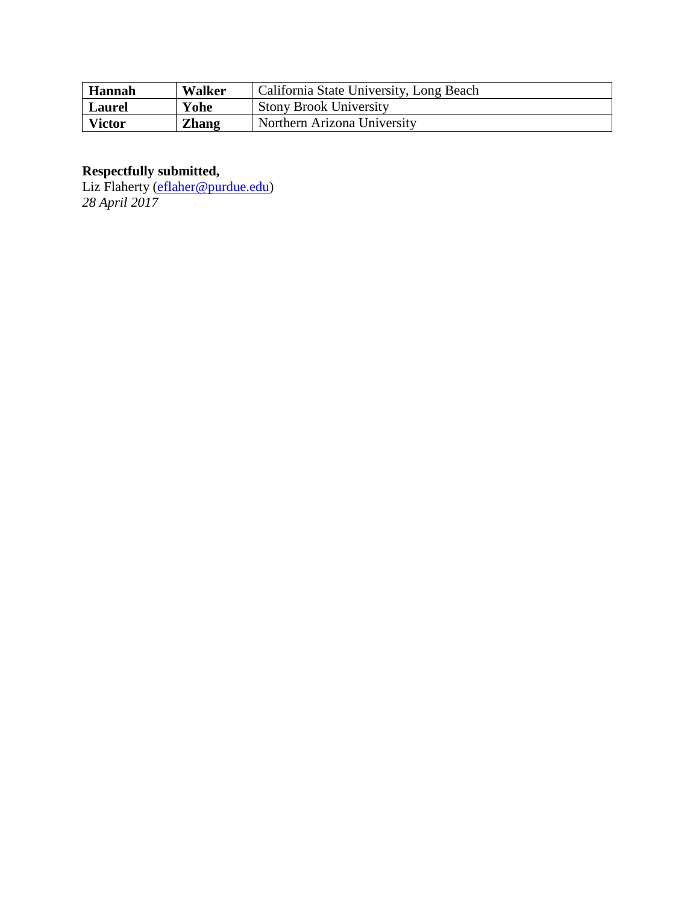| | | |
|---|---|---|
| **Hannah** | **Walker** | California State University, Long Beach |
| **Laurel** | **Yohe** | Stony Brook University |
| **Victor** | **Zhang** | Northern Arizona University |

**Respectfully submitted,**
Liz Flaherty (eflaher@purdue.edu)
*28 April 2017*